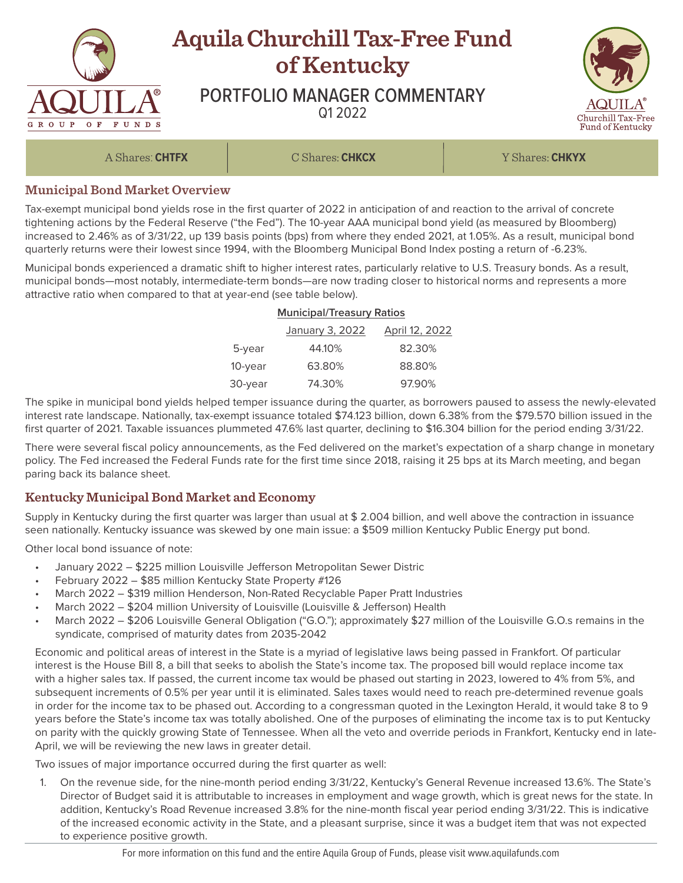# Aquila Churchill Tax-Free Fund of Kentucky

## PORTFOLIO MANAGER COMMENTARY
Q1 2022

A Shares: **CHTFX** | C Shares: **CHKCX** | Y Shares: **CHKYX**

### Municipal Bond Market Overview

Tax-exempt municipal bond yields rose in the first quarter of 2022 in anticipation of and reaction to the arrival of concrete tightening actions by the Federal Reserve ("the Fed"). The 10-year AAA municipal bond yield (as measured by Bloomberg) increased to 2.46% as of 3/31/22, up 139 basis points (bps) from where they ended 2021, at 1.05%. As a result, municipal bond quarterly returns were their lowest since 1994, with the Bloomberg Municipal Bond Index posting a return of -6.23%.

Municipal bonds experienced a dramatic shift to higher interest rates, particularly relative to U.S. Treasury bonds. As a result, municipal bonds—most notably, intermediate-term bonds—are now trading closer to historical norms and represents a more attractive ratio when compared to that at year-end (see table below).

**Municipal/Treasury Ratios**

| | January 3, 2022 | April 12, 2022 |
|---|---|---|
| 5-year | 44.10% | 82.30% |
| 10-year | 63.80% | 88.80% |
| 30-year | 74.30% | 97.90% |

The spike in municipal bond yields helped temper issuance during the quarter, as borrowers paused to assess the newly-elevated interest rate landscape. Nationally, tax-exempt issuance totaled $74.123 billion, down 6.38% from the $79.570 billion issued in the first quarter of 2021. Taxable issuances plummeted 47.6% last quarter, declining to $16.304 billion for the period ending 3/31/22.

There were several fiscal policy announcements, as the Fed delivered on the market's expectation of a sharp change in monetary policy. The Fed increased the Federal Funds rate for the first time since 2018, raising it 25 bps at its March meeting, and began paring back its balance sheet.

### Kentucky Municipal Bond Market and Economy

Supply in Kentucky during the first quarter was larger than usual at $ 2.004 billion, and well above the contraction in issuance seen nationally. Kentucky issuance was skewed by one main issue: a $509 million Kentucky Public Energy put bond.

Other local bond issuance of note:

- January 2022 – $225 million Louisville Jefferson Metropolitan Sewer Distric
- February 2022 – $85 million Kentucky State Property #126
- March 2022 – $319 million Henderson, Non-Rated Recyclable Paper Pratt Industries
- March 2022 – $204 million University of Louisville (Louisville & Jefferson) Health
- March 2022 – $206 Louisville General Obligation ("G.O."); approximately $27 million of the Louisville G.O.s remains in the syndicate, comprised of maturity dates from 2035-2042

Economic and political areas of interest in the State is a myriad of legislative laws being passed in Frankfort. Of particular interest is the House Bill 8, a bill that seeks to abolish the State's income tax. The proposed bill would replace income tax with a higher sales tax. If passed, the current income tax would be phased out starting in 2023, lowered to 4% from 5%, and subsequent increments of 0.5% per year until it is eliminated. Sales taxes would need to reach pre-determined revenue goals in order for the income tax to be phased out. According to a congressman quoted in the Lexington Herald, it would take 8 to 9 years before the State's income tax was totally abolished. One of the purposes of eliminating the income tax is to put Kentucky on parity with the quickly growing State of Tennessee. When all the veto and override periods in Frankfort, Kentucky end in late-April, we will be reviewing the new laws in greater detail.

Two issues of major importance occurred during the first quarter as well:

1. On the revenue side, for the nine-month period ending 3/31/22, Kentucky's General Revenue increased 13.6%. The State's Director of Budget said it is attributable to increases in employment and wage growth, which is great news for the state. In addition, Kentucky's Road Revenue increased 3.8% for the nine-month fiscal year period ending 3/31/22. This is indicative of the increased economic activity in the State, and a pleasant surprise, since it was a budget item that was not expected to experience positive growth.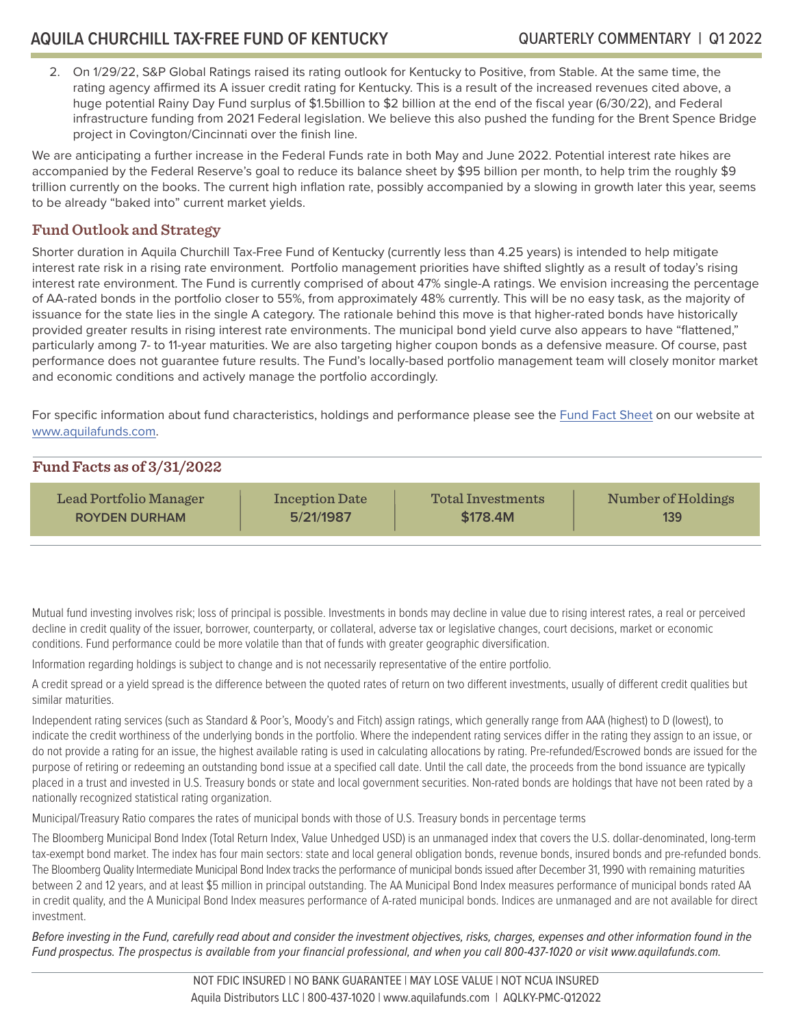2. On 1/29/22, S&P Global Ratings raised its rating outlook for Kentucky to Positive, from Stable. At the same time, the rating agency affirmed its A issuer credit rating for Kentucky. This is a result of the increased revenues cited above, a huge potential Rainy Day Fund surplus of $1.5billion to $2 billion at the end of the fiscal year (6/30/22), and Federal infrastructure funding from 2021 Federal legislation. We believe this also pushed the funding for the Brent Spence Bridge project in Covington/Cincinnati over the finish line.

We are anticipating a further increase in the Federal Funds rate in both May and June 2022. Potential interest rate hikes are accompanied by the Federal Reserve's goal to reduce its balance sheet by $95 billion per month, to help trim the roughly $9 trillion currently on the books. The current high inflation rate, possibly accompanied by a slowing in growth later this year, seems to be already "baked into" current market yields.

## Fund Outlook and Strategy

Shorter duration in Aquila Churchill Tax-Free Fund of Kentucky (currently less than 4.25 years) is intended to help mitigate interest rate risk in a rising rate environment. Portfolio management priorities have shifted slightly as a result of today's rising interest rate environment. The Fund is currently comprised of about 47% single-A ratings. We envision increasing the percentage of AA-rated bonds in the portfolio closer to 55%, from approximately 48% currently. This will be no easy task, as the majority of issuance for the state lies in the single A category. The rationale behind this move is that higher-rated bonds have historically provided greater results in rising interest rate environments. The municipal bond yield curve also appears to have "flattened," particularly among 7- to 11-year maturities. We are also targeting higher coupon bonds as a defensive measure. Of course, past performance does not guarantee future results. The Fund's locally-based portfolio management team will closely monitor market and economic conditions and actively manage the portfolio accordingly.

For specific information about fund characteristics, holdings and performance please see the Fund Fact Sheet on our website at www.aquilafunds.com.

## Fund Facts as of 3/31/2022

| Lead Portfolio Manager | Inception Date | Total Investments | Number of Holdings |
|---|---|---|---|
| ROYDEN DURHAM | 5/21/1987 | $178.4M | 139 |

Mutual fund investing involves risk; loss of principal is possible. Investments in bonds may decline in value due to rising interest rates, a real or perceived decline in credit quality of the issuer, borrower, counterparty, or collateral, adverse tax or legislative changes, court decisions, market or economic conditions. Fund performance could be more volatile than that of funds with greater geographic diversification.

Information regarding holdings is subject to change and is not necessarily representative of the entire portfolio.

A credit spread or a yield spread is the difference between the quoted rates of return on two different investments, usually of different credit qualities but similar maturities.

Independent rating services (such as Standard & Poor's, Moody's and Fitch) assign ratings, which generally range from AAA (highest) to D (lowest), to indicate the credit worthiness of the underlying bonds in the portfolio. Where the independent rating services differ in the rating they assign to an issue, or do not provide a rating for an issue, the highest available rating is used in calculating allocations by rating. Pre-refunded/Escrowed bonds are issued for the purpose of retiring or redeeming an outstanding bond issue at a specified call date. Until the call date, the proceeds from the bond issuance are typically placed in a trust and invested in U.S. Treasury bonds or state and local government securities. Non-rated bonds are holdings that have not been rated by a nationally recognized statistical rating organization.

Municipal/Treasury Ratio compares the rates of municipal bonds with those of U.S. Treasury bonds in percentage terms

The Bloomberg Municipal Bond Index (Total Return Index, Value Unhedged USD) is an unmanaged index that covers the U.S. dollar-denominated, long-term tax-exempt bond market. The index has four main sectors: state and local general obligation bonds, revenue bonds, insured bonds and pre-refunded bonds. The Bloomberg Quality Intermediate Municipal Bond Index tracks the performance of municipal bonds issued after December 31, 1990 with remaining maturities between 2 and 12 years, and at least $5 million in principal outstanding. The AA Municipal Bond Index measures performance of municipal bonds rated AA in credit quality, and the A Municipal Bond Index measures performance of A-rated municipal bonds. Indices are unmanaged and are not available for direct investment.

*Before investing in the Fund, carefully read about and consider the investment objectives, risks, charges, expenses and other information found in the Fund prospectus. The prospectus is available from your financial professional, and when you call 800-437-1020 or visit www.aquilafunds.com.*

NOT FDIC INSURED | NO BANK GUARANTEE | MAY LOSE VALUE | NOT NCUA INSURED

Aquila Distributors LLC | 800-437-1020 | www.aquilafunds.com | AQLKY-PMC-Q12022